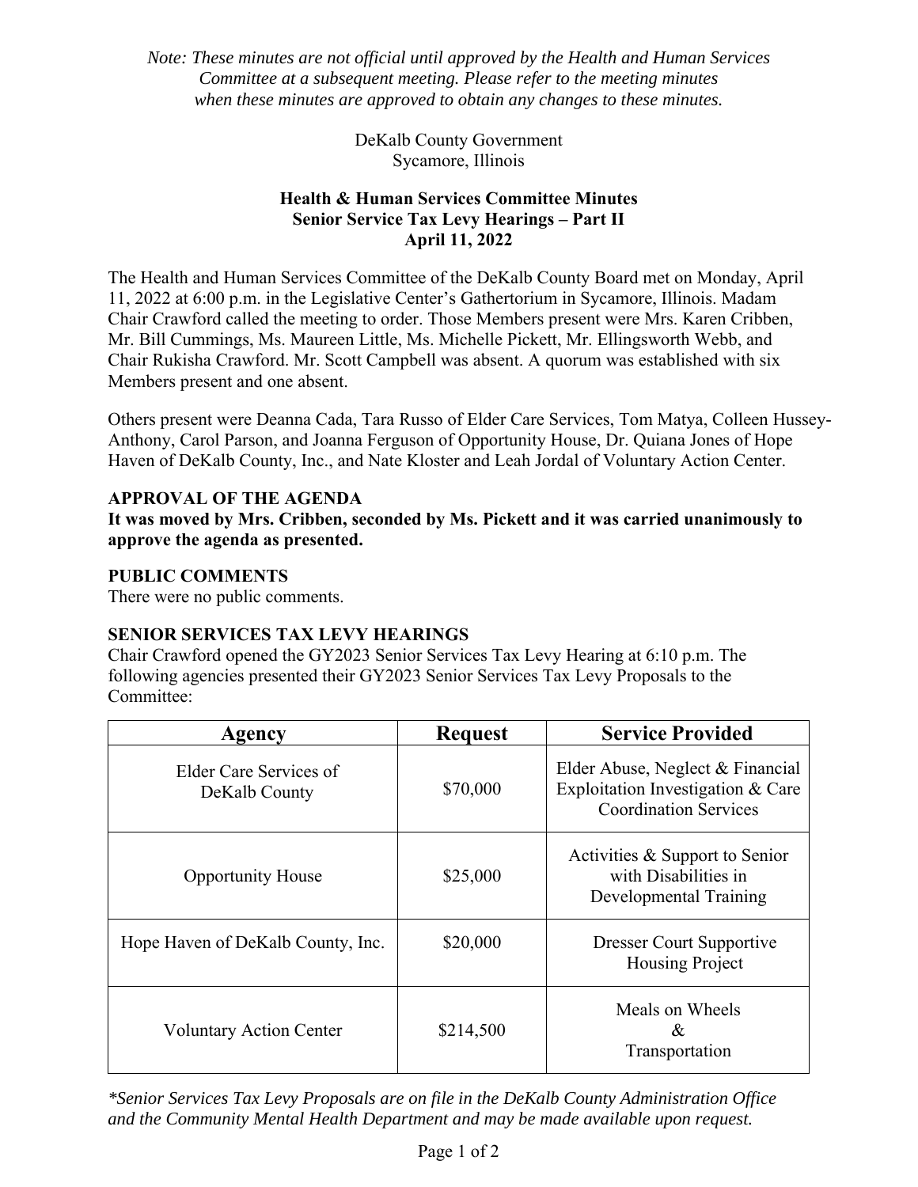*Note: These minutes are not official until approved by the Health and Human Services Committee at a subsequent meeting. Please refer to the meeting minutes when these minutes are approved to obtain any changes to these minutes.*

DeKalb County Government
Sycamore, Illinois

**Health & Human Services Committee Minutes**
**Senior Service Tax Levy Hearings – Part II**
**April 11, 2022**

The Health and Human Services Committee of the DeKalb County Board met on Monday, April 11, 2022 at 6:00 p.m. in the Legislative Center's Gathertorium in Sycamore, Illinois. Madam Chair Crawford called the meeting to order. Those Members present were Mrs. Karen Cribben, Mr. Bill Cummings, Ms. Maureen Little, Ms. Michelle Pickett, Mr. Ellingsworth Webb, and Chair Rukisha Crawford. Mr. Scott Campbell was absent. A quorum was established with six Members present and one absent.

Others present were Deanna Cada, Tara Russo of Elder Care Services, Tom Matya, Colleen Hussey-Anthony, Carol Parson, and Joanna Ferguson of Opportunity House, Dr. Quiana Jones of Hope Haven of DeKalb County, Inc., and Nate Kloster and Leah Jordal of Voluntary Action Center.

## APPROVAL OF THE AGENDA

**It was moved by Mrs. Cribben, seconded by Ms. Pickett and it was carried unanimously to approve the agenda as presented.**

## PUBLIC COMMENTS

There were no public comments.

## SENIOR SERVICES TAX LEVY HEARINGS

Chair Crawford opened the GY2023 Senior Services Tax Levy Hearing at 6:10 p.m. The following agencies presented their GY2023 Senior Services Tax Levy Proposals to the Committee:

| Agency | Request | Service Provided |
|---|---|---|
| Elder Care Services of DeKalb County | $70,000 | Elder Abuse, Neglect & Financial Exploitation Investigation & Care Coordination Services |
| Opportunity House | $25,000 | Activities & Support to Senior with Disabilities in Developmental Training |
| Hope Haven of DeKalb County, Inc. | $20,000 | Dresser Court Supportive Housing Project |
| Voluntary Action Center | $214,500 | Meals on Wheels & Transportation |

*\*Senior Services Tax Levy Proposals are on file in the DeKalb County Administration Office and the Community Mental Health Department and may be made available upon request.*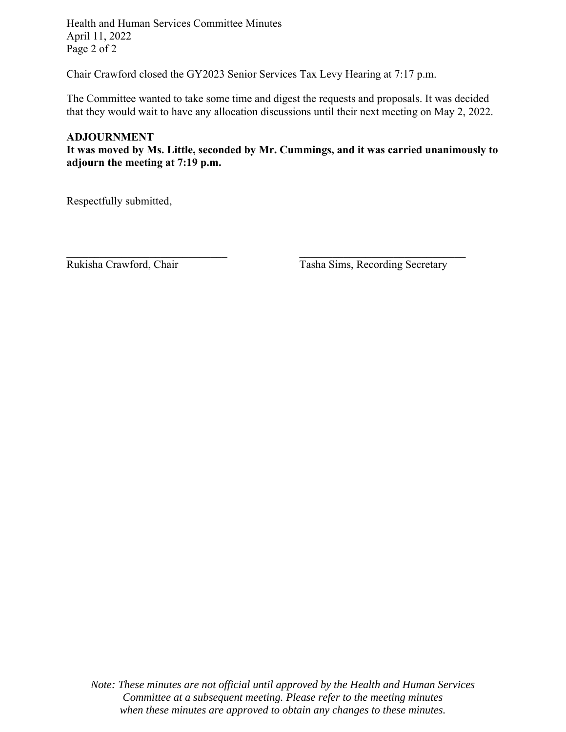Chair Crawford closed the GY2023 Senior Services Tax Levy Hearing at 7:17 p.m.

The Committee wanted to take some time and digest the requests and proposals. It was decided that they would wait to have any allocation discussions until their next meeting on May 2, 2022.

**ADJOURNMENT**

**It was moved by Ms. Little, seconded by Mr. Cummings, and it was carried unanimously to adjourn the meeting at 7:19 p.m.**

Respectfully submitted,

| | |
|---|---|
| \_\_\_\_\_\_\_\_\_\_\_\_\_\_\_\_\_\_\_\_\_\_\_\_\_\_\_\_\_\_ | \_\_\_\_\_\_\_\_\_\_\_\_\_\_\_\_\_\_\_\_\_\_\_\_\_\_\_\_\_\_ |
| Rukisha Crawford, Chair | Tasha Sims, Recording Secretary |

*Note: These minutes are not official until approved by the Health and Human Services Committee at a subsequent meeting. Please refer to the meeting minutes when these minutes are approved to obtain any changes to these minutes.*